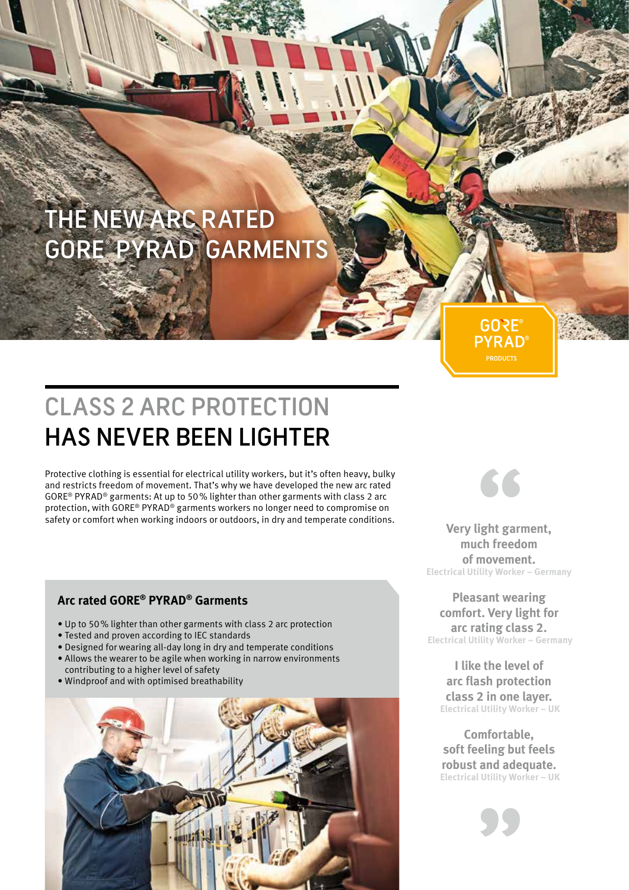# THE NEW ARC RATED GORE® PYRAD® GARMENTS

GORE® PYRAD® PRODUCTS

## CLASS 2 ARC PROTECTION HAS NEVER BEEN LIGHTER

Protective clothing is essential for electrical utility workers, but it's often heavy, bulky and restricts freedom of movement. That's why we have developed the new arc rated GORE® PYRAD® garments: At up to 50 % lighter than other garments with class 2 arc protection, with GORE® PYRAD® garments workers no longer need to compromise on safety or comfort when working indoors or outdoors, in dry and temperate conditions.

### Arc rated GORE® PYRAD® Garments

- Up to 50 % lighter than other garments with class 2 arc protection
- Tested and proven according to IEC standards
- Designed for wearing all-day long in dry and temperate conditions
- Allows the wearer to be agile when working in narrow environments contributing to a higher level of safety
- Windproof and with optimised breathability

**Very light garment, much freedom of movement.**
Electrical Utility Worker – Germany

**Pleasant wearing comfort. Very light for arc rating class 2.**
Electrical Utility Worker – Germany

**I like the level of arc flash protection class 2 in one layer.**
Electrical Utility Worker – UK

**Comfortable, soft feeling but feels robust and adequate.**
Electrical Utility Worker – UK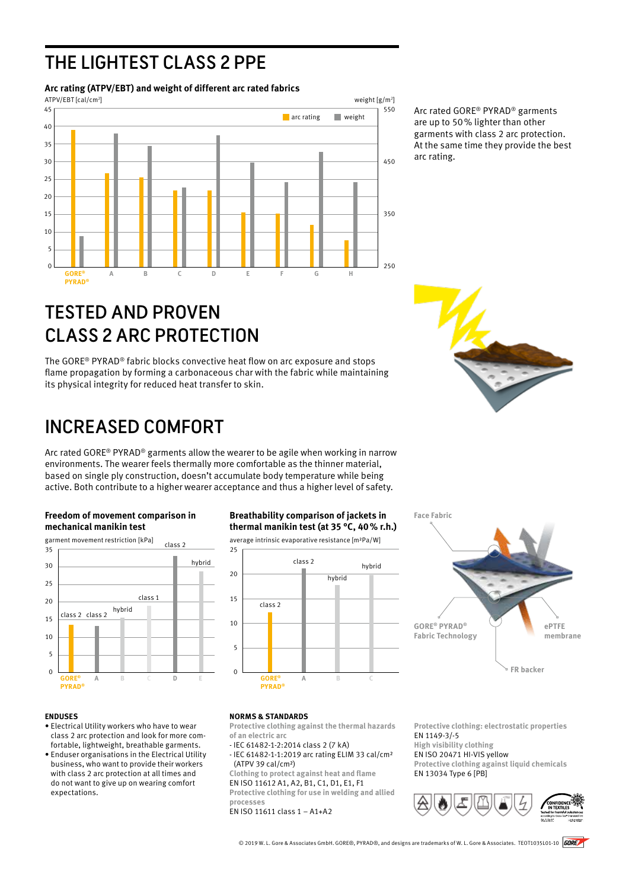# THE LIGHTEST CLASS 2 PPE

### Arc rating (ATPV/EBT) and weight of different arc rated fabrics

ATPV/EBT [cal/cm²]

weight [g/m²]

45
40
35
30
25
20
15
10
5
0

550
450
350
250

arc rating
weight

GORE® PYRAD®
A
B
C
D
E
F
G
H

Arc rated GORE® PYRAD® garments are up to 50 % lighter than other garments with class 2 arc protection. At the same time they provide the best arc rating.

# TESTED AND PROVEN CLASS 2 ARC PROTECTION

The GORE® PYRAD® fabric blocks convective heat flow on arc exposure and stops flame propagation by forming a carbonaceous char with the fabric while maintaining its physical integrity for reduced heat transfer to skin.

# INCREASED COMFORT

Arc rated GORE® PYRAD® garments allow the wearer to be agile when working in narrow environments. The wearer feels thermally more comfortable as the thinner material, based on single ply construction, doesn't accumulate body temperature while being active. Both contribute to a higher wearer acceptance and thus a higher level of safety.

### Freedom of movement comparison in mechanical manikin test

garment movement restriction [kPa]

35
30
25
20
15
10
5
0

class 2
class 2
hybrid
class 1
class 2
hybrid

GORE® PYRAD®
A
B
C
D
E

### Breathability comparison of jackets in thermal manikin test (at 35 °C, 40 % r.h.)

average intrinsic evaporative resistance [m²Pa/W]

25
20
15
10
5
0

class 2
class 2
hybrid
hybrid

GORE® PYRAD®
A
B
C

Face Fabric

GORE® PYRAD® Fabric Technology

ePTFE membrane

FR backer

### ENDUSES

- Electrical Utility workers who have to wear class 2 arc protection and look for more comfortable, lightweight, breathable garments.
- Enduser organisations in the Electrical Utility business, who want to provide their workers with class 2 arc protection at all times and do not want to give up on wearing comfort expectations.

### NORMS & STANDARDS

**Protective clothing against the thermal hazards of an electric arc**
- IEC 61482-1-2:2014 class 2 (7 kA)
- IEC 61482-1-1:2019 arc rating ELIM 33 cal/cm² (ATPV 39 cal/cm²)

**Clothing to protect against heat and flame**
EN ISO 11612 A1, A2, B1, C1, D1, E1, F1

**Protective clothing for use in welding and allied processes**
EN ISO 11611 class 1 – A1+A2

**Protective clothing: electrostatic properties**
EN 1149-3/-5

**High visibility clothing**
EN ISO 20471 HI-VIS yellow

**Protective clothing against liquid chemicals**
EN 13034 Type 6 [PB]

© 2019 W. L. Gore & Associates GmbH. GORE®, PYRAD®, and designs are trademarks of W. L. Gore & Associates. TEOT1035L01-10